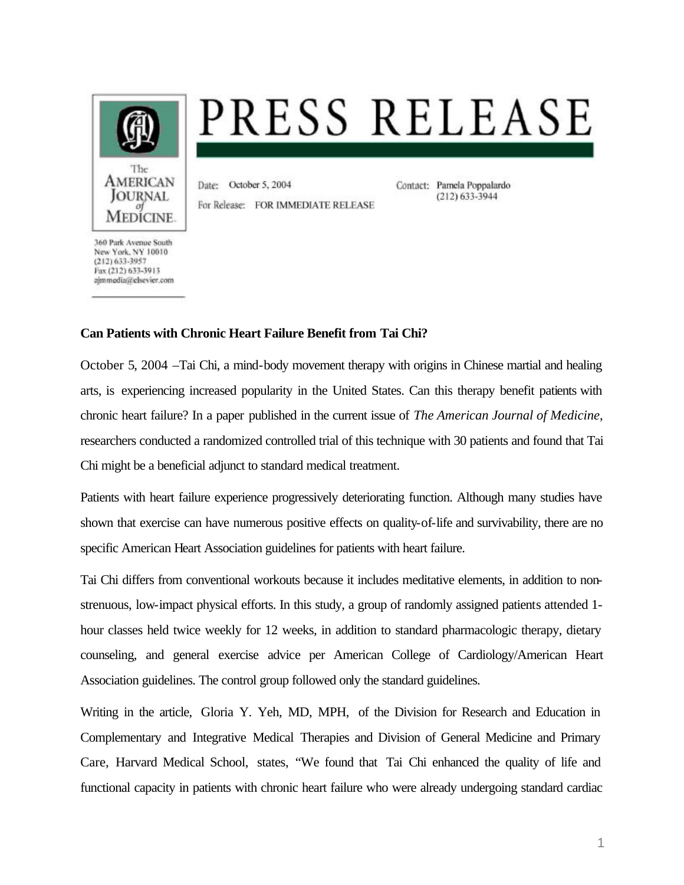# PRESS RELEASE

The American Journal of Medicine

360 Park Avenue South
New York, NY 10010
(212) 633-3957
Fax (212) 633-3913
ajmmedia@elsevier.com

Date: October 5, 2004

For Release: FOR IMMEDIATE RELEASE

Contact: Pamela Poppalardo
(212) 633-3944

**Can Patients with Chronic Heart Failure Benefit from Tai Chi?**

October 5, 2004 –Tai Chi, a mind-body movement therapy with origins in Chinese martial and healing arts, is experiencing increased popularity in the United States. Can this therapy benefit patients with chronic heart failure? In a paper published in the current issue of *The American Journal of Medicine*, researchers conducted a randomized controlled trial of this technique with 30 patients and found that Tai Chi might be a beneficial adjunct to standard medical treatment.

Patients with heart failure experience progressively deteriorating function. Although many studies have shown that exercise can have numerous positive effects on quality-of-life and survivability, there are no specific American Heart Association guidelines for patients with heart failure.

Tai Chi differs from conventional workouts because it includes meditative elements, in addition to non-strenuous, low-impact physical efforts. In this study, a group of randomly assigned patients attended 1-hour classes held twice weekly for 12 weeks, in addition to standard pharmacologic therapy, dietary counseling, and general exercise advice per American College of Cardiology/American Heart Association guidelines. The control group followed only the standard guidelines.

Writing in the article, Gloria Y. Yeh, MD, MPH, of the Division for Research and Education in Complementary and Integrative Medical Therapies and Division of General Medicine and Primary Care, Harvard Medical School, states, "We found that Tai Chi enhanced the quality of life and functional capacity in patients with chronic heart failure who were already undergoing standard cardiac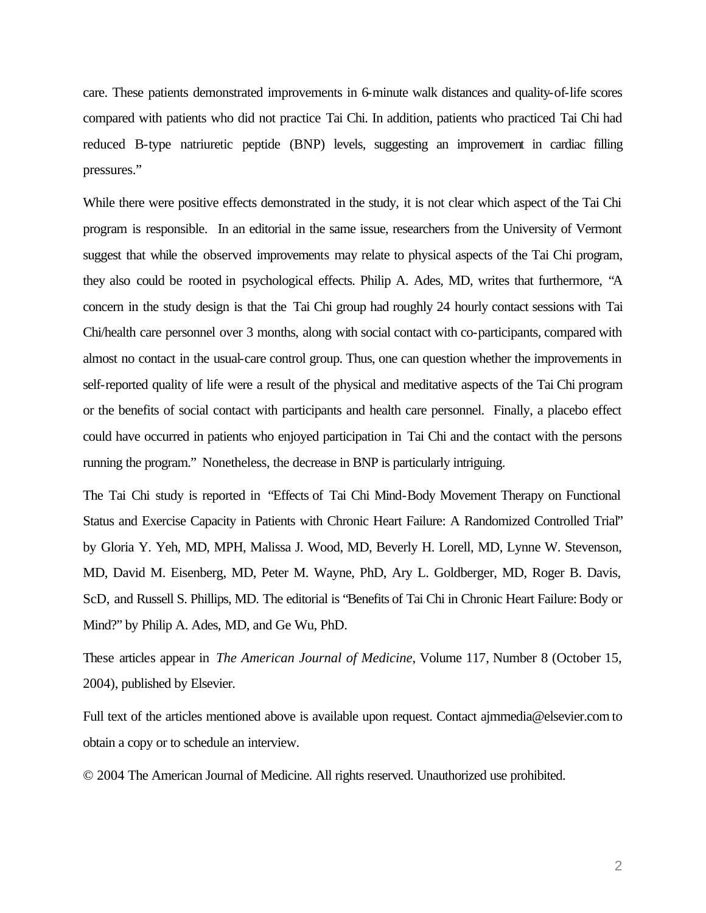care. These patients demonstrated improvements in 6-minute walk distances and quality-of-life scores compared with patients who did not practice Tai Chi. In addition, patients who practiced Tai Chi had reduced B-type natriuretic peptide (BNP) levels, suggesting an improvement in cardiac filling pressures."

While there were positive effects demonstrated in the study, it is not clear which aspect of the Tai Chi program is responsible. In an editorial in the same issue, researchers from the University of Vermont suggest that while the observed improvements may relate to physical aspects of the Tai Chi program, they also could be rooted in psychological effects. Philip A. Ades, MD, writes that furthermore, "A concern in the study design is that the Tai Chi group had roughly 24 hourly contact sessions with Tai Chi/health care personnel over 3 months, along with social contact with co-participants, compared with almost no contact in the usual-care control group. Thus, one can question whether the improvements in self-reported quality of life were a result of the physical and meditative aspects of the Tai Chi program or the benefits of social contact with participants and health care personnel. Finally, a placebo effect could have occurred in patients who enjoyed participation in Tai Chi and the contact with the persons running the program." Nonetheless, the decrease in BNP is particularly intriguing.

The Tai Chi study is reported in "Effects of Tai Chi Mind-Body Movement Therapy on Functional Status and Exercise Capacity in Patients with Chronic Heart Failure: A Randomized Controlled Trial" by Gloria Y. Yeh, MD, MPH, Malissa J. Wood, MD, Beverly H. Lorell, MD, Lynne W. Stevenson, MD, David M. Eisenberg, MD, Peter M. Wayne, PhD, Ary L. Goldberger, MD, Roger B. Davis, ScD, and Russell S. Phillips, MD. The editorial is "Benefits of Tai Chi in Chronic Heart Failure: Body or Mind?" by Philip A. Ades, MD, and Ge Wu, PhD.

These articles appear in *The American Journal of Medicine*, Volume 117, Number 8 (October 15, 2004), published by Elsevier.

Full text of the articles mentioned above is available upon request. Contact ajmmedia@elsevier.com to obtain a copy or to schedule an interview.

© 2004 The American Journal of Medicine. All rights reserved. Unauthorized use prohibited.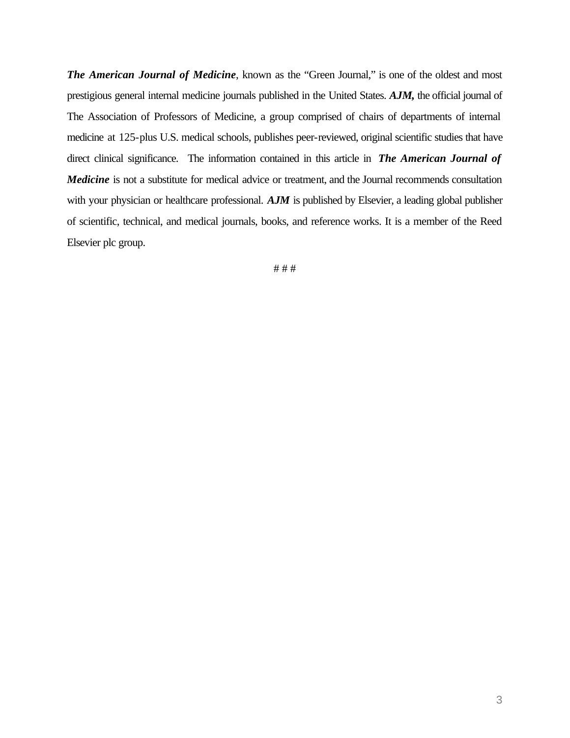***The American Journal of Medicine***, known as the "Green Journal," is one of the oldest and most prestigious general internal medicine journals published in the United States. ***AJM,*** the official journal of The Association of Professors of Medicine, a group comprised of chairs of departments of internal medicine at 125-plus U.S. medical schools, publishes peer-reviewed, original scientific studies that have direct clinical significance. The information contained in this article in ***The American Journal of Medicine*** is not a substitute for medical advice or treatment, and the Journal recommends consultation with your physician or healthcare professional. ***AJM*** is published by Elsevier, a leading global publisher of scientific, technical, and medical journals, books, and reference works. It is a member of the Reed Elsevier plc group.

# # #